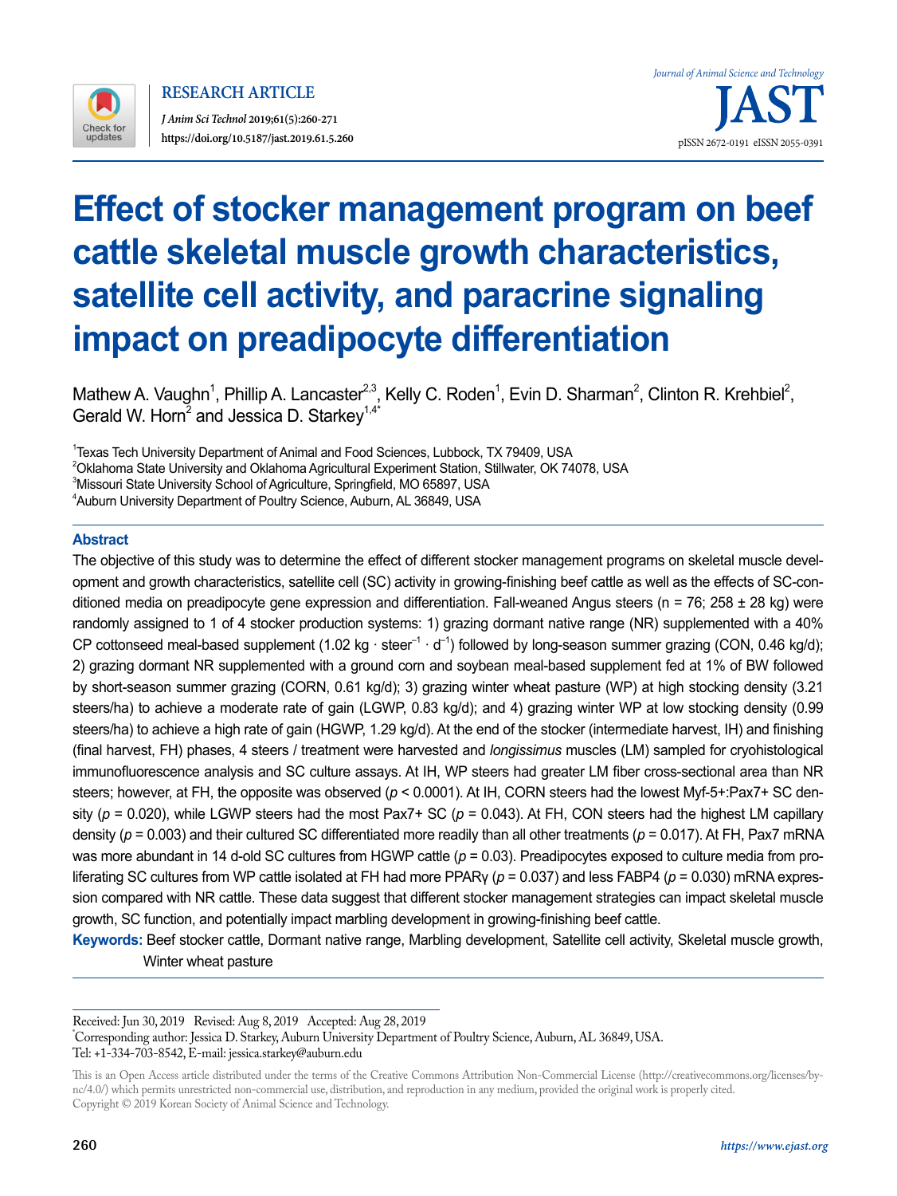RESEARCH ARTICLE

*J Anim Sci Technol* 2019;61(5):260-271

https://doi.org/10.5187/jast.2019.61.5.260

*Journal of Animal Science and Technology*

JAST

pISSN 2672-0191 eISSN 2055-0391

# Effect of stocker management program on beef cattle skeletal muscle growth characteristics, satellite cell activity, and paracrine signaling impact on preadipocyte differentiation

Mathew A. Vaughn[1], Phillip A. Lancaster[2,3], Kelly C. Roden[1], Evin D. Sharman[2], Clinton R. Krehbiel[2], Gerald W. Horn[2] and Jessica D. Starkey[1,4*]

[1]Texas Tech University Department of Animal and Food Sciences, Lubbock, TX 79409, USA
[2]Oklahoma State University and Oklahoma Agricultural Experiment Station, Stillwater, OK 74078, USA
[3]Missouri State University School of Agriculture, Springfield, MO 65897, USA
[4]Auburn University Department of Poultry Science, Auburn, AL 36849, USA

## Abstract

The objective of this study was to determine the effect of different stocker management programs on skeletal muscle development and growth characteristics, satellite cell (SC) activity in growing-finishing beef cattle as well as the effects of SC-conditioned media on preadipocyte gene expression and differentiation. Fall-weaned Angus steers (n = 76; 258 ± 28 kg) were randomly assigned to 1 of 4 stocker production systems: 1) grazing dormant native range (NR) supplemented with a 40% CP cottonseed meal-based supplement (1.02 kg · $steer^{-1}$ · $d^{-1}$) followed by long-season summer grazing (CON, 0.46 kg/d); 2) grazing dormant NR supplemented with a ground corn and soybean meal-based supplement fed at 1% of BW followed by short-season summer grazing (CORN, 0.61 kg/d); 3) grazing winter wheat pasture (WP) at high stocking density (3.21 steers/ha) to achieve a moderate rate of gain (LGWP, 0.83 kg/d); and 4) grazing winter WP at low stocking density (0.99 steers/ha) to achieve a high rate of gain (HGWP, 1.29 kg/d). At the end of the stocker (intermediate harvest, IH) and finishing (final harvest, FH) phases, 4 steers / treatment were harvested and *longissimus* muscles (LM) sampled for cryohistological immunofluorescence analysis and SC culture assays. At IH, WP steers had greater LM fiber cross-sectional area than NR steers; however, at FH, the opposite was observed ($p < 0.0001$). At IH, CORN steers had the lowest Myf-5+:Pax7+ SC density ($p = 0.020$), while LGWP steers had the most Pax7+ SC ($p = 0.043$). At FH, CON steers had the highest LM capillary density ($p = 0.003$) and their cultured SC differentiated more readily than all other treatments ($p = 0.017$). At FH, Pax7 mRNA was more abundant in 14 d-old SC cultures from HGWP cattle ($p = 0.03$). Preadipocytes exposed to culture media from proliferating SC cultures from WP cattle isolated at FH had more PPARγ ($p = 0.037$) and less FABP4 ($p = 0.030$) mRNA expression compared with NR cattle. These data suggest that different stocker management strategies can impact skeletal muscle growth, SC function, and potentially impact marbling development in growing-finishing beef cattle.

**Keywords:** Beef stocker cattle, Dormant native range, Marbling development, Satellite cell activity, Skeletal muscle growth, Winter wheat pasture

Received: Jun 30, 2019 Revised: Aug 8, 2019 Accepted: Aug 28, 2019

*Corresponding author: Jessica D. Starkey, Auburn University Department of Poultry Science, Auburn, AL 36849, USA.
Tel: +1-334-703-8542, E-mail: jessica.starkey@auburn.edu

This is an Open Access article distributed under the terms of the Creative Commons Attribution Non-Commercial License (http://creativecommons.org/licenses/by-nc/4.0/) which permits unrestricted non-commercial use, distribution, and reproduction in any medium, provided the original work is properly cited.
Copyright © 2019 Korean Society of Animal Science and Technology.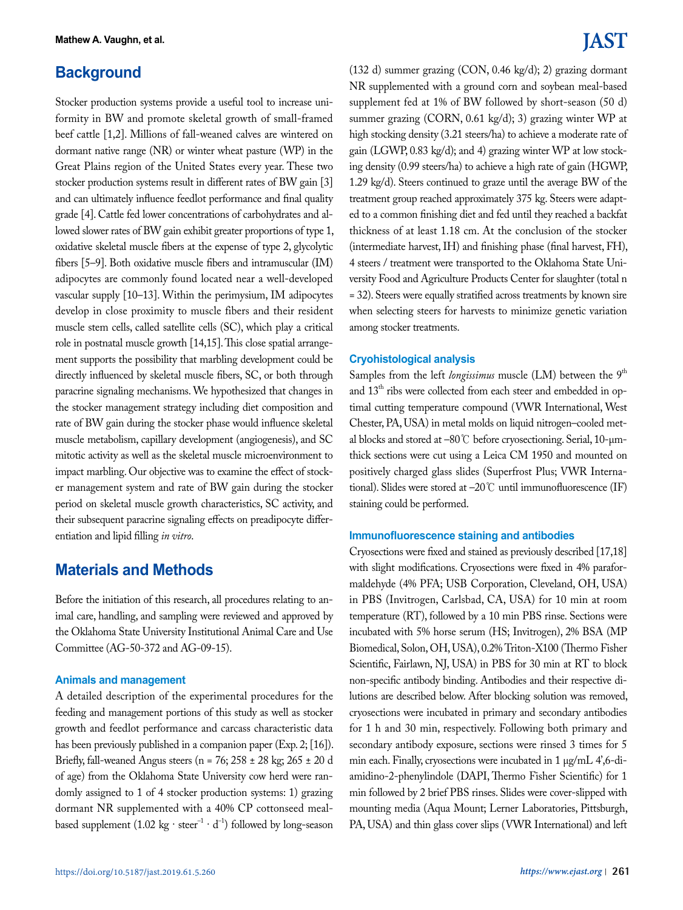## Background

Stocker production systems provide a useful tool to increase uniformity in BW and promote skeletal growth of small-framed beef cattle [1,2]. Millions of fall-weaned calves are wintered on dormant native range (NR) or winter wheat pasture (WP) in the Great Plains region of the United States every year. These two stocker production systems result in different rates of BW gain [3] and can ultimately influence feedlot performance and final quality grade [4]. Cattle fed lower concentrations of carbohydrates and allowed slower rates of BW gain exhibit greater proportions of type 1, oxidative skeletal muscle fibers at the expense of type 2, glycolytic fibers [5–9]. Both oxidative muscle fibers and intramuscular (IM) adipocytes are commonly found located near a well-developed vascular supply [10–13]. Within the perimysium, IM adipocytes develop in close proximity to muscle fibers and their resident muscle stem cells, called satellite cells (SC), which play a critical role in postnatal muscle growth [14,15]. This close spatial arrangement supports the possibility that marbling development could be directly influenced by skeletal muscle fibers, SC, or both through paracrine signaling mechanisms. We hypothesized that changes in the stocker management strategy including diet composition and rate of BW gain during the stocker phase would influence skeletal muscle metabolism, capillary development (angiogenesis), and SC mitotic activity as well as the skeletal muscle microenvironment to impact marbling. Our objective was to examine the effect of stocker management system and rate of BW gain during the stocker period on skeletal muscle growth characteristics, SC activity, and their subsequent paracrine signaling effects on preadipocyte differentiation and lipid filling *in vitro*.

## Materials and Methods

Before the initiation of this research, all procedures relating to animal care, handling, and sampling were reviewed and approved by the Oklahoma State University Institutional Animal Care and Use Committee (AG-50-372 and AG-09-15).

### Animals and management

A detailed description of the experimental procedures for the feeding and management portions of this study as well as stocker growth and feedlot performance and carcass characteristic data has been previously published in a companion paper (Exp. 2; [16]). Briefly, fall-weaned Angus steers (n = 76; 258 ± 28 kg; 265 ± 20 d of age) from the Oklahoma State University cow herd were randomly assigned to 1 of 4 stocker production systems: 1) grazing dormant NR supplemented with a 40% CP cottonseed meal-based supplement (1.02 kg · steer$^{-1}$ · d$^{-1}$) followed by long-season (132 d) summer grazing (CON, 0.46 kg/d); 2) grazing dormant NR supplemented with a ground corn and soybean meal-based supplement fed at 1% of BW followed by short-season (50 d) summer grazing (CORN, 0.61 kg/d); 3) grazing winter WP at high stocking density (3.21 steers/ha) to achieve a moderate rate of gain (LGWP, 0.83 kg/d); and 4) grazing winter WP at low stocking density (0.99 steers/ha) to achieve a high rate of gain (HGWP, 1.29 kg/d). Steers continued to graze until the average BW of the treatment group reached approximately 375 kg. Steers were adapted to a common finishing diet and fed until they reached a backfat thickness of at least 1.18 cm. At the conclusion of the stocker (intermediate harvest, IH) and finishing phase (final harvest, FH), 4 steers / treatment were transported to the Oklahoma State University Food and Agriculture Products Center for slaughter (total n = 32). Steers were equally stratified across treatments by known sire when selecting steers for harvests to minimize genetic variation among stocker treatments.

### Cryohistological analysis

Samples from the left *longissimus* muscle (LM) between the 9$^{th}$ and 13$^{th}$ ribs were collected from each steer and embedded in optimal cutting temperature compound (VWR International, West Chester, PA, USA) in metal molds on liquid nitrogen–cooled metal blocks and stored at –80℃ before cryosectioning. Serial, 10-μm-thick sections were cut using a Leica CM 1950 and mounted on positively charged glass slides (Superfrost Plus; VWR International). Slides were stored at –20℃ until immunofluorescence (IF) staining could be performed.

### Immunofluorescence staining and antibodies

Cryosections were fixed and stained as previously described [17,18] with slight modifications. Cryosections were fixed in 4% paraformaldehyde (4% PFA; USB Corporation, Cleveland, OH, USA) in PBS (Invitrogen, Carlsbad, CA, USA) for 10 min at room temperature (RT), followed by a 10 min PBS rinse. Sections were incubated with 5% horse serum (HS; Invitrogen), 2% BSA (MP Biomedical, Solon, OH, USA), 0.2% Triton-X100 (Thermo Fisher Scientific, Fairlawn, NJ, USA) in PBS for 30 min at RT to block non-specific antibody binding. Antibodies and their respective dilutions are described below. After blocking solution was removed, cryosections were incubated in primary and secondary antibodies for 1 h and 30 min, respectively. Following both primary and secondary antibody exposure, sections were rinsed 3 times for 5 min each. Finally, cryosections were incubated in 1 μg/mL 4',6-diamidino-2-phenylindole (DAPI, Thermo Fisher Scientific) for 1 min followed by 2 brief PBS rinses. Slides were cover-slipped with mounting media (Aqua Mount; Lerner Laboratories, Pittsburgh, PA, USA) and thin glass cover slips (VWR International) and left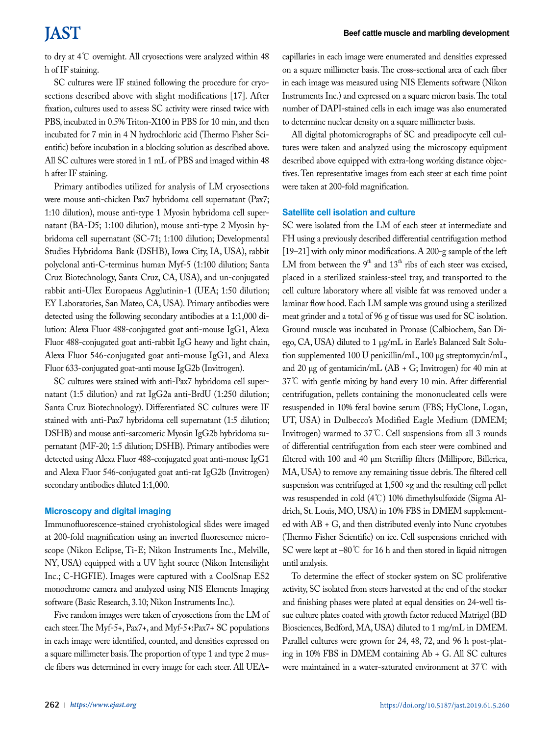to dry at 4℃ overnight. All cryosections were analyzed within 48 h of IF staining.

SC cultures were IF stained following the procedure for cryosections described above with slight modifications [17]. After fixation, cultures used to assess SC activity were rinsed twice with PBS, incubated in 0.5% Triton-X100 in PBS for 10 min, and then incubated for 7 min in 4 N hydrochloric acid (Thermo Fisher Scientific) before incubation in a blocking solution as described above. All SC cultures were stored in 1 mL of PBS and imaged within 48 h after IF staining.

Primary antibodies utilized for analysis of LM cryosections were mouse anti-chicken Pax7 hybridoma cell supernatant (Pax7; 1:10 dilution), mouse anti-type 1 Myosin hybridoma cell supernatant (BA-D5; 1:100 dilution), mouse anti-type 2 Myosin hybridoma cell supernatant (SC-71; 1:100 dilution; Developmental Studies Hybridoma Bank (DSHB), Iowa City, IA, USA), rabbit polyclonal anti-C-terminus human Myf-5 (1:100 dilution; Santa Cruz Biotechnology, Santa Cruz, CA, USA), and un-conjugated rabbit anti-Ulex Europaeus Agglutinin-1 (UEA; 1:50 dilution; EY Laboratories, San Mateo, CA, USA). Primary antibodies were detected using the following secondary antibodies at a 1:1,000 dilution: Alexa Fluor 488-conjugated goat anti-mouse IgG1, Alexa Fluor 488-conjugated goat anti-rabbit IgG heavy and light chain, Alexa Fluor 546-conjugated goat anti-mouse IgG1, and Alexa Fluor 633-conjugated goat-anti mouse IgG2b (Invitrogen).

SC cultures were stained with anti-Pax7 hybridoma cell supernatant (1:5 dilution) and rat IgG2a anti-BrdU (1:250 dilution; Santa Cruz Biotechnology). Differentiated SC cultures were IF stained with anti-Pax7 hybridoma cell supernatant (1:5 dilution; DSHB) and mouse anti-sarcomeric Myosin IgG2b hybridoma supernatant (MF-20; 1:5 dilution; DSHB). Primary antibodies were detected using Alexa Fluor 488-conjugated goat anti-mouse IgG1 and Alexa Fluor 546-conjugated goat anti-rat IgG2b (Invitrogen) secondary antibodies diluted 1:1,000.

### Microscopy and digital imaging

Immunofluorescence-stained cryohistological slides were imaged at 200-fold magnification using an inverted fluorescence microscope (Nikon Eclipse, Ti-E; Nikon Instruments Inc., Melville, NY, USA) equipped with a UV light source (Nikon Intensilight Inc.; C-HGFIE). Images were captured with a CoolSnap ES2 monochrome camera and analyzed using NIS Elements Imaging software (Basic Research, 3.10; Nikon Instruments Inc.).

Five random images were taken of cryosections from the LM of each steer. The Myf-5+, Pax7+, and Myf-5+:Pax7+ SC populations in each image were identified, counted, and densities expressed on a square millimeter basis. The proportion of type 1 and type 2 muscle fibers was determined in every image for each steer. All UEA+ capillaries in each image were enumerated and densities expressed on a square millimeter basis. The cross-sectional area of each fiber in each image was measured using NIS Elements software (Nikon Instruments Inc.) and expressed on a square micron basis. The total number of DAPI-stained cells in each image was also enumerated to determine nuclear density on a square millimeter basis.

All digital photomicrographs of SC and preadipocyte cell cultures were taken and analyzed using the microscopy equipment described above equipped with extra-long working distance objectives. Ten representative images from each steer at each time point were taken at 200-fold magnification.

### Satellite cell isolation and culture

SC were isolated from the LM of each steer at intermediate and FH using a previously described differential centrifugation method [19–21] with only minor modifications. A 200-g sample of the left LM from between the 9th and 13th ribs of each steer was excised, placed in a sterilized stainless-steel tray, and transported to the cell culture laboratory where all visible fat was removed under a laminar flow hood. Each LM sample was ground using a sterilized meat grinder and a total of 96 g of tissue was used for SC isolation. Ground muscle was incubated in Pronase (Calbiochem, San Diego, CA, USA) diluted to 1 μg/mL in Earle's Balanced Salt Solution supplemented 100 U penicillin/mL, 100 μg streptomycin/mL, and 20 μg of gentamicin/mL (AB + G; Invitrogen) for 40 min at 37℃ with gentle mixing by hand every 10 min. After differential centrifugation, pellets containing the mononucleated cells were resuspended in 10% fetal bovine serum (FBS; HyClone, Logan, UT, USA) in Dulbecco's Modified Eagle Medium (DMEM; Invitrogen) warmed to 37℃. Cell suspensions from all 3 rounds of differential centrifugation from each steer were combined and filtered with 100 and 40 μm Steriflip filters (Millipore, Billerica, MA, USA) to remove any remaining tissue debris. The filtered cell suspension was centrifuged at 1,500 ×g and the resulting cell pellet was resuspended in cold (4℃) 10% dimethylsulfoxide (Sigma Aldrich, St. Louis, MO, USA) in 10% FBS in DMEM supplemented with AB + G, and then distributed evenly into Nunc cryotubes (Thermo Fisher Scientific) on ice. Cell suspensions enriched with SC were kept at −80℃ for 16 h and then stored in liquid nitrogen until analysis.

To determine the effect of stocker system on SC proliferative activity, SC isolated from steers harvested at the end of the stocker and finishing phases were plated at equal densities on 24-well tissue culture plates coated with growth factor reduced Matrigel (BD Biosciences, Bedford, MA, USA) diluted to 1 mg/mL in DMEM. Parallel cultures were grown for 24, 48, 72, and 96 h post-plating in 10% FBS in DMEM containing Ab + G. All SC cultures were maintained in a water-saturated environment at 37℃ with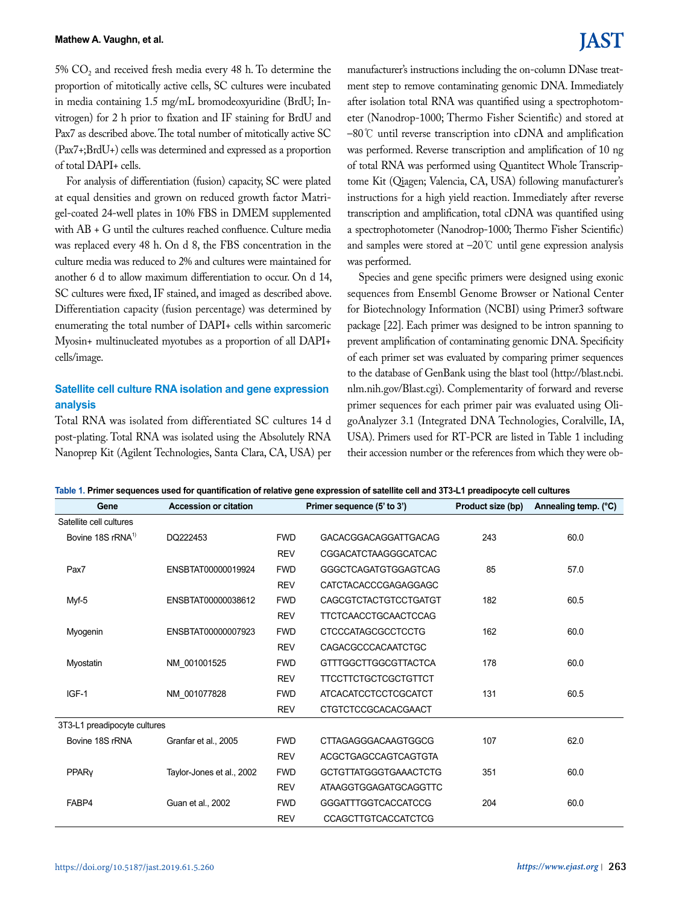5% $CO_2$ and received fresh media every 48 h. To determine the proportion of mitotically active cells, SC cultures were incubated in media containing 1.5 mg/mL bromodeoxyuridine (BrdU; Invitrogen) for 2 h prior to fixation and IF staining for BrdU and Pax7 as described above. The total number of mitotically active SC (Pax7+;BrdU+) cells was determined and expressed as a proportion of total DAPI+ cells.

For analysis of differentiation (fusion) capacity, SC were plated at equal densities and grown on reduced growth factor Matrigel-coated 24-well plates in 10% FBS in DMEM supplemented with AB + G until the cultures reached confluence. Culture media was replaced every 48 h. On d 8, the FBS concentration in the culture media was reduced to 2% and cultures were maintained for another 6 d to allow maximum differentiation to occur. On d 14, SC cultures were fixed, IF stained, and imaged as described above. Differentiation capacity (fusion percentage) was determined by enumerating the total number of DAPI+ cells within sarcomeric Myosin+ multinucleated myotubes as a proportion of all DAPI+ cells/image.

## Satellite cell culture RNA isolation and gene expression analysis

Total RNA was isolated from differentiated SC cultures 14 d post-plating. Total RNA was isolated using the Absolutely RNA Nanoprep Kit (Agilent Technologies, Santa Clara, CA, USA) per manufacturer's instructions including the on-column DNase treatment step to remove contaminating genomic DNA. Immediately after isolation total RNA was quantified using a spectrophotometer (Nanodrop-1000; Thermo Fisher Scientific) and stored at −80℃ until reverse transcription into cDNA and amplification was performed. Reverse transcription and amplification of 10 ng of total RNA was performed using Quantitect Whole Transcriptome Kit (Qiagen; Valencia, CA, USA) following manufacturer's instructions for a high yield reaction. Immediately after reverse transcription and amplification, total cDNA was quantified using a spectrophotometer (Nanodrop-1000; Thermo Fisher Scientific) and samples were stored at −20℃ until gene expression analysis was performed.

Species and gene specific primers were designed using exonic sequences from Ensembl Genome Browser or National Center for Biotechnology Information (NCBI) using Primer3 software package [22]. Each primer was designed to be intron spanning to prevent amplification of contaminating genomic DNA. Specificity of each primer set was evaluated by comparing primer sequences to the database of GenBank using the blast tool (http://blast.ncbi.nlm.nih.gov/Blast.cgi). Complementarity of forward and reverse primer sequences for each primer pair was evaluated using OligoAnalyzer 3.1 (Integrated DNA Technologies, Coralville, IA, USA). Primers used for RT-PCR are listed in Table 1 including their accession number or the references from which they were ob-

**Table 1. Primer sequences used for quantification of relative gene expression of satellite cell and 3T3-L1 preadipocyte cell cultures**

| Gene | Accession or citation | | Primer sequence (5' to 3') | Product size (bp) | Annealing temp. (°C) |
|---|---|---|---|---|---|
| Satellite cell cultures | | | | | |
| Bovine 18S rRNA[1)] | DQ222453 | FWD | GACACGGACAGGATTGACAG | 243 | 60.0 |
| | | REV | CGGACATCTAAGGGCATCAC | | |
| Pax7 | ENSBTAT00000019924 | FWD | GGGCTCAGATGTGGAGTCAG | 85 | 57.0 |
| | | REV | CATCTACACCCGAGAGGAGC | | |
| Myf-5 | ENSBTAT00000038612 | FWD | CAGCGTCTACTGTCCTGATGT | 182 | 60.5 |
| | | REV | TTCTCAACCTGCAACTCCAG | | |
| Myogenin | ENSBTAT00000007923 | FWD | CTCCCATAGCGCCTCCTG | 162 | 60.0 |
| | | REV | CAGACGCCCACAATCTGC | | |
| Myostatin | NM_001001525 | FWD | GTTTGGCTTGGCGTTACTCA | 178 | 60.0 |
| | | REV | TTCCTTCTGCTCGCTGTTCT | | |
| IGF-1 | NM_001077828 | FWD | ATCACATCCTCCTCGCATCT | 131 | 60.5 |
| | | REV | CTGTCTCCGCACACGAACT | | |
| 3T3-L1 preadipocyte cultures | | | | | |
| Bovine 18S rRNA | Granfar et al., 2005 | FWD | CTTAGAGGGACAAGTGGCG | 107 | 62.0 |
| | | REV | ACGCTGAGCCAGTCAGTGTA | | |
| PPARγ | Taylor-Jones et al., 2002 | FWD | GCTGTTATGGGTGAAACTCTG | 351 | 60.0 |
| | | REV | ATAAGGTGGAGATGCAGGTTC | | |
| FABP4 | Guan et al., 2002 | FWD | GGGATTTGGTCACCATCCG | 204 | 60.0 |
| | | REV | CCAGCTTGTCACCATCTCG | | |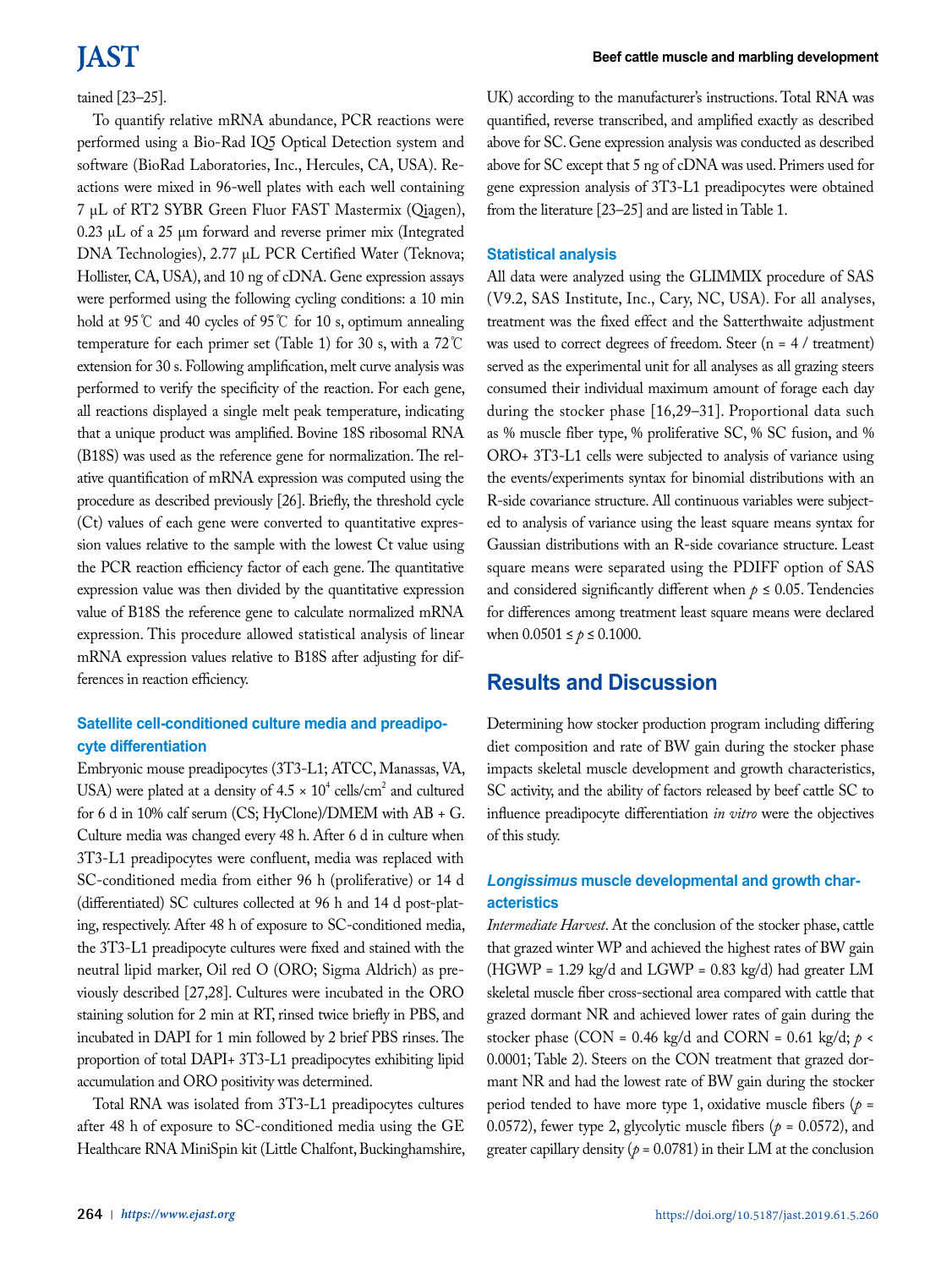tained [23–25].

To quantify relative mRNA abundance, PCR reactions were performed using a Bio-Rad IQ5 Optical Detection system and software (BioRad Laboratories, Inc., Hercules, CA, USA). Reactions were mixed in 96-well plates with each well containing 7 μL of RT2 SYBR Green Fluor FAST Mastermix (Qiagen), 0.23 μL of a 25 μm forward and reverse primer mix (Integrated DNA Technologies), 2.77 μL PCR Certified Water (Teknova; Hollister, CA, USA), and 10 ng of cDNA. Gene expression assays were performed using the following cycling conditions: a 10 min hold at 95℃ and 40 cycles of 95℃ for 10 s, optimum annealing temperature for each primer set (Table 1) for 30 s, with a 72℃ extension for 30 s. Following amplification, melt curve analysis was performed to verify the specificity of the reaction. For each gene, all reactions displayed a single melt peak temperature, indicating that a unique product was amplified. Bovine 18S ribosomal RNA (B18S) was used as the reference gene for normalization. The relative quantification of mRNA expression was computed using the procedure as described previously [26]. Briefly, the threshold cycle (Ct) values of each gene were converted to quantitative expression values relative to the sample with the lowest Ct value using the PCR reaction efficiency factor of each gene. The quantitative expression value was then divided by the quantitative expression value of B18S the reference gene to calculate normalized mRNA expression. This procedure allowed statistical analysis of linear mRNA expression values relative to B18S after adjusting for differences in reaction efficiency.

### Satellite cell-conditioned culture media and preadipocyte differentiation

Embryonic mouse preadipocytes (3T3-L1; ATCC, Manassas, VA, USA) were plated at a density of $4.5 \times 10^4$ cells/cm$^2$ and cultured for 6 d in 10% calf serum (CS; HyClone)/DMEM with AB + G. Culture media was changed every 48 h. After 6 d in culture when 3T3-L1 preadipocytes were confluent, media was replaced with SC-conditioned media from either 96 h (proliferative) or 14 d (differentiated) SC cultures collected at 96 h and 14 d post-plating, respectively. After 48 h of exposure to SC-conditioned media, the 3T3-L1 preadipocyte cultures were fixed and stained with the neutral lipid marker, Oil red O (ORO; Sigma Aldrich) as previously described [27,28]. Cultures were incubated in the ORO staining solution for 2 min at RT, rinsed twice briefly in PBS, and incubated in DAPI for 1 min followed by 2 brief PBS rinses. The proportion of total DAPI+ 3T3-L1 preadipocytes exhibiting lipid accumulation and ORO positivity was determined.

Total RNA was isolated from 3T3-L1 preadipocytes cultures after 48 h of exposure to SC-conditioned media using the GE Healthcare RNA MiniSpin kit (Little Chalfont, Buckinghamshire, UK) according to the manufacturer's instructions. Total RNA was quantified, reverse transcribed, and amplified exactly as described above for SC. Gene expression analysis was conducted as described above for SC except that 5 ng of cDNA was used. Primers used for gene expression analysis of 3T3-L1 preadipocytes were obtained from the literature [23–25] and are listed in Table 1.

### Statistical analysis

All data were analyzed using the GLIMMIX procedure of SAS (V9.2, SAS Institute, Inc., Cary, NC, USA). For all analyses, treatment was the fixed effect and the Satterthwaite adjustment was used to correct degrees of freedom. Steer (n = 4 / treatment) served as the experimental unit for all analyses as all grazing steers consumed their individual maximum amount of forage each day during the stocker phase [16,29–31]. Proportional data such as % muscle fiber type, % proliferative SC, % SC fusion, and % ORO+ 3T3-L1 cells were subjected to analysis of variance using the events/experiments syntax for binomial distributions with an R-side covariance structure. All continuous variables were subjected to analysis of variance using the least square means syntax for Gaussian distributions with an R-side covariance structure. Least square means were separated using the PDIFF option of SAS and considered significantly different when $p \leq 0.05$. Tendencies for differences among treatment least square means were declared when $0.0501 \leq p \leq 0.1000$.

## Results and Discussion

Determining how stocker production program including differing diet composition and rate of BW gain during the stocker phase impacts skeletal muscle development and growth characteristics, SC activity, and the ability of factors released by beef cattle SC to influence preadipocyte differentiation *in vitro* were the objectives of this study.

### *Longissimus* muscle developmental and growth characteristics

*Intermediate Harvest*. At the conclusion of the stocker phase, cattle that grazed winter WP and achieved the highest rates of BW gain (HGWP = 1.29 kg/d and LGWP = 0.83 kg/d) had greater LM skeletal muscle fiber cross-sectional area compared with cattle that grazed dormant NR and achieved lower rates of gain during the stocker phase (CON = 0.46 kg/d and CORN = 0.61 kg/d; $p < 0.0001$; Table 2). Steers on the CON treatment that grazed dormant NR and had the lowest rate of BW gain during the stocker period tended to have more type 1, oxidative muscle fibers ($p = 0.0572$), fewer type 2, glycolytic muscle fibers ($p = 0.0572$), and greater capillary density ($p = 0.0781$) in their LM at the conclusion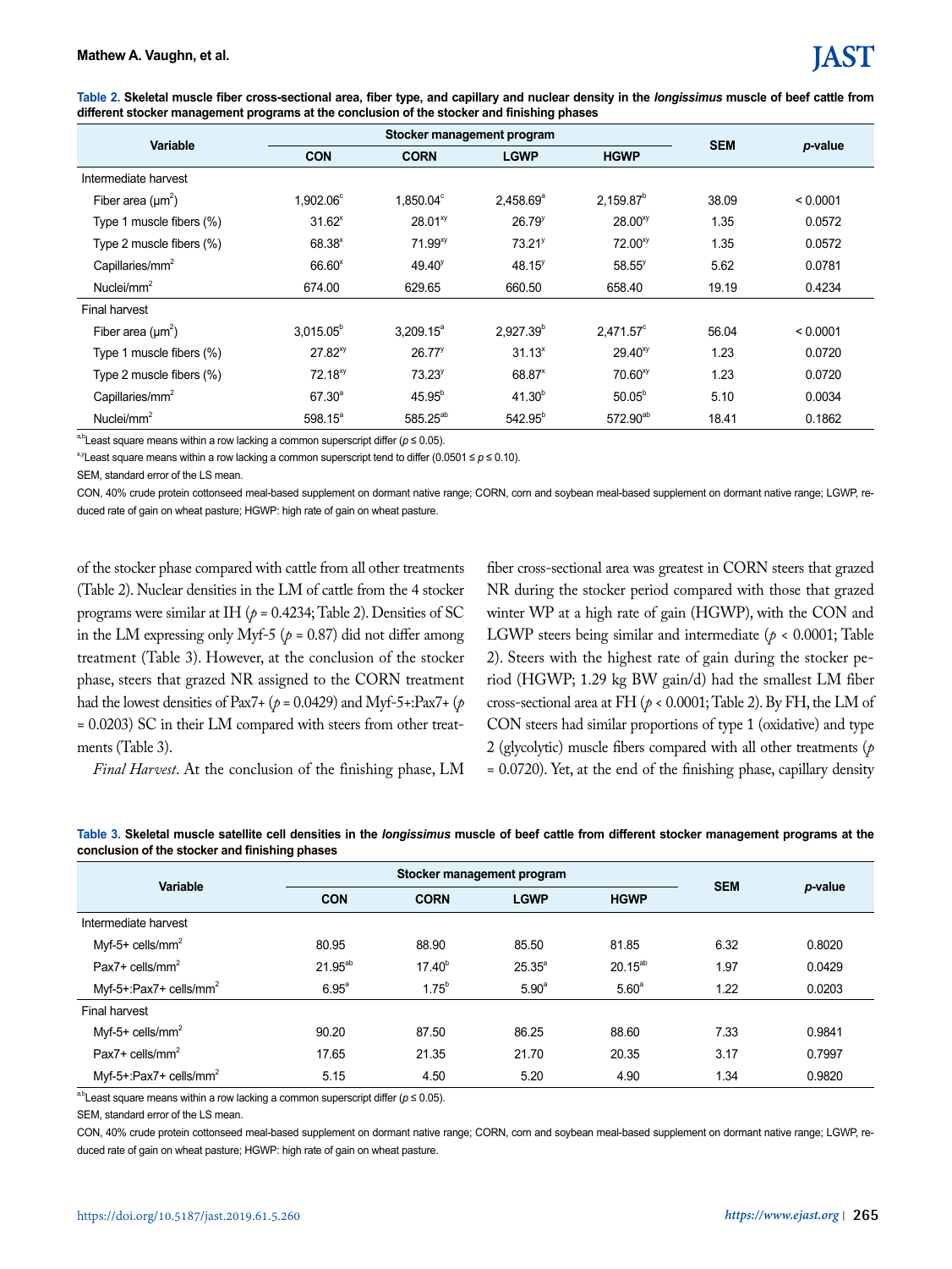**Table 2. Skeletal muscle fiber cross-sectional area, fiber type, and capillary and nuclear density in the *longissimus* muscle of beef cattle from different stocker management programs at the conclusion of the stocker and finishing phases**

| Variable | Stocker management program | | | | SEM | *p*-value |
|---|---|---|---|---|---|---|
| | CON | CORN | LGWP | HGWP | | |
| Intermediate harvest | | | | | | |
| Fiber area ($\mu m^2$) | 1,902.06[c] | 1,850.04[c] | 2,458.69[a] | 2,159.87[b] | 38.09 | < 0.0001 |
| Type 1 muscle fibers (%) | 31.62[x] | 28.01[xy] | 26.79[y] | 28.00[xy] | 1.35 | 0.0572 |
| Type 2 muscle fibers (%) | 68.38[x] | 71.99[xy] | 73.21[y] | 72.00[xy] | 1.35 | 0.0572 |
| Capillaries/$mm^2$ | 66.60[x] | 49.40[y] | 48.15[y] | 58.55[y] | 5.62 | 0.0781 |
| Nuclei/$mm^2$ | 674.00 | 629.65 | 660.50 | 658.40 | 19.19 | 0.4234 |
| Final harvest | | | | | | |
| Fiber area ($\mu m^2$) | 3,015.05[b] | 3,209.15[a] | 2,927.39[b] | 2,471.57[c] | 56.04 | < 0.0001 |
| Type 1 muscle fibers (%) | 27.82[xy] | 26.77[y] | 31.13[x] | 29.40[xy] | 1.23 | 0.0720 |
| Type 2 muscle fibers (%) | 72.18[xy] | 73.23[y] | 68.87[x] | 70.60[xy] | 1.23 | 0.0720 |
| Capillaries/$mm^2$ | 67.30[a] | 45.95[b] | 41.30[b] | 50.05[b] | 5.10 | 0.0034 |
| Nuclei/$mm^2$ | 598.15[a] | 585.25[ab] | 542.95[b] | 572.90[ab] | 18.41 | 0.1862 |

[a,b]Least square means within a row lacking a common superscript differ ($p \le 0.05$).

[x,y]Least square means within a row lacking a common superscript tend to differ ($0.0501 \le p \le 0.10$).

SEM, standard error of the LS mean.

CON, 40% crude protein cottonseed meal-based supplement on dormant native range; CORN, corn and soybean meal-based supplement on dormant native range; LGWP, reduced rate of gain on wheat pasture; HGWP: high rate of gain on wheat pasture.

of the stocker phase compared with cattle from all other treatments (Table 2). Nuclear densities in the LM of cattle from the 4 stocker programs were similar at IH ($p = 0.4234$; Table 2). Densities of SC in the LM expressing only Myf-5 ($p = 0.87$) did not differ among treatment (Table 3). However, at the conclusion of the stocker phase, steers that grazed NR assigned to the CORN treatment had the lowest densities of Pax7+ ($p = 0.0429$) and Myf-5+:Pax7+ ($p = 0.0203$) SC in their LM compared with steers from other treatments (Table 3).

*Final Harvest*. At the conclusion of the finishing phase, LM fiber cross-sectional area was greatest in CORN steers that grazed NR during the stocker period compared with those that grazed winter WP at a high rate of gain (HGWP), with the CON and LGWP steers being similar and intermediate ($p < 0.0001$; Table 2). Steers with the highest rate of gain during the stocker period (HGWP; 1.29 kg BW gain/d) had the smallest LM fiber cross-sectional area at FH ($p < 0.0001$; Table 2). By FH, the LM of CON steers had similar proportions of type 1 (oxidative) and type 2 (glycolytic) muscle fibers compared with all other treatments ($p = 0.0720$). Yet, at the end of the finishing phase, capillary density

**Table 3. Skeletal muscle satellite cell densities in the *longissimus* muscle of beef cattle from different stocker management programs at the conclusion of the stocker and finishing phases**

| Variable | Stocker management program | | | | SEM | *p*-value |
|---|---|---|---|---|---|---|
| | CON | CORN | LGWP | HGWP | | |
| Intermediate harvest | | | | | | |
| Myf-5+ cells/$mm^2$ | 80.95 | 88.90 | 85.50 | 81.85 | 6.32 | 0.8020 |
| Pax7+ cells/$mm^2$ | 21.95[ab] | 17.40[b] | 25.35[a] | 20.15[ab] | 1.97 | 0.0429 |
| Myf-5+:Pax7+ cells/$mm^2$ | 6.95[a] | 1.75[b] | 5.90[a] | 5.60[a] | 1.22 | 0.0203 |
| Final harvest | | | | | | |
| Myf-5+ cells/$mm^2$ | 90.20 | 87.50 | 86.25 | 88.60 | 7.33 | 0.9841 |
| Pax7+ cells/$mm^2$ | 17.65 | 21.35 | 21.70 | 20.35 | 3.17 | 0.7997 |
| Myf-5+:Pax7+ cells/$mm^2$ | 5.15 | 4.50 | 5.20 | 4.90 | 1.34 | 0.9820 |

[a,b]Least square means within a row lacking a common superscript differ ($p \le 0.05$).

SEM, standard error of the LS mean.

CON, 40% crude protein cottonseed meal-based supplement on dormant native range; CORN, corn and soybean meal-based supplement on dormant native range; LGWP, reduced rate of gain on wheat pasture; HGWP: high rate of gain on wheat pasture.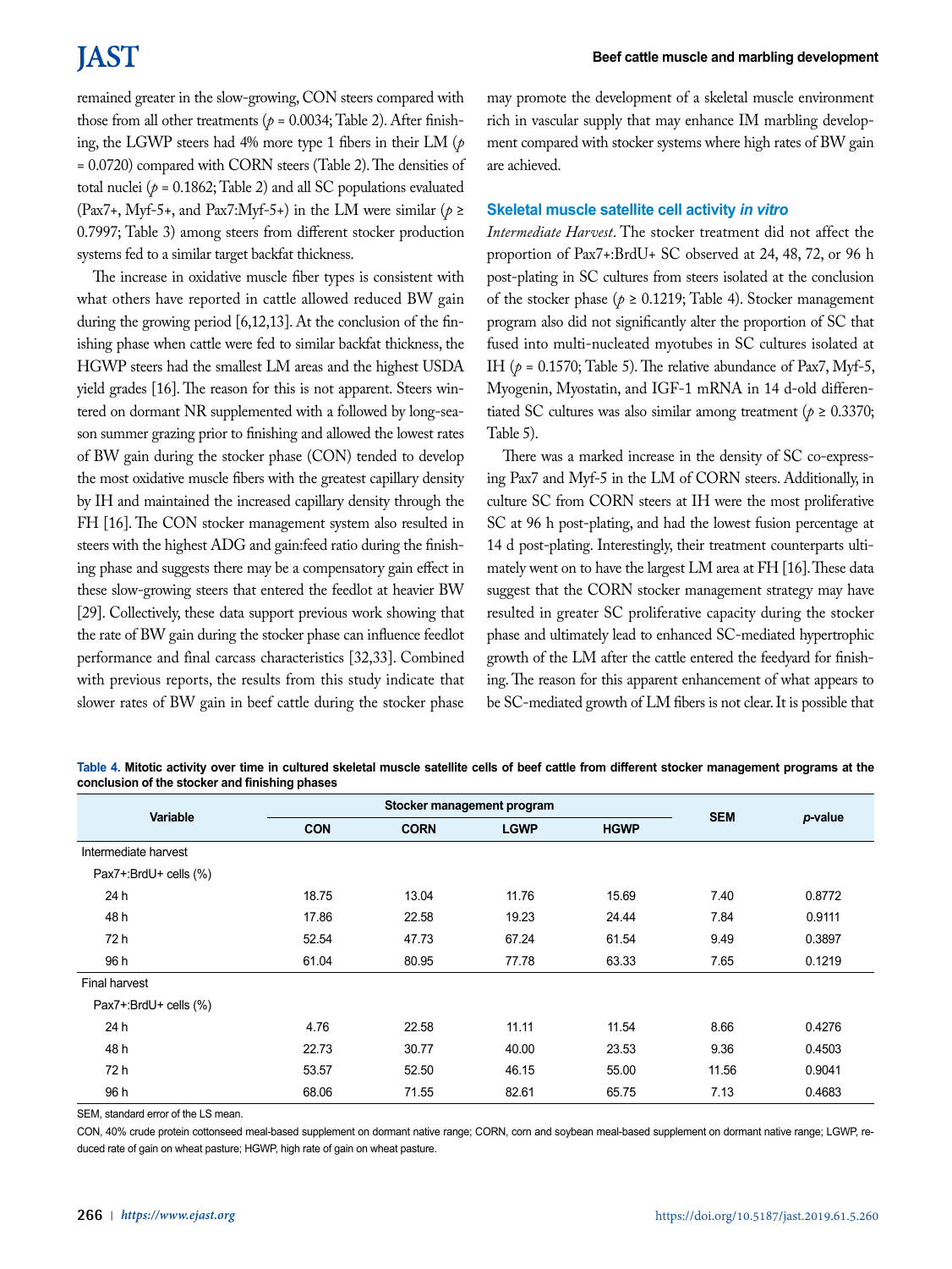remained greater in the slow-growing, CON steers compared with those from all other treatments ($p$ = 0.0034; Table 2). After finishing, the LGWP steers had 4% more type 1 fibers in their LM ($p$ = 0.0720) compared with CORN steers (Table 2). The densities of total nuclei ($p$ = 0.1862; Table 2) and all SC populations evaluated (Pax7+, Myf-5+, and Pax7:Myf-5+) in the LM were similar ($p \geq$ 0.7997; Table 3) among steers from different stocker production systems fed to a similar target backfat thickness.

The increase in oxidative muscle fiber types is consistent with what others have reported in cattle allowed reduced BW gain during the growing period [6,12,13]. At the conclusion of the finishing phase when cattle were fed to similar backfat thickness, the HGWP steers had the smallest LM areas and the highest USDA yield grades [16]. The reason for this is not apparent. Steers wintered on dormant NR supplemented with a followed by long-season summer grazing prior to finishing and allowed the lowest rates of BW gain during the stocker phase (CON) tended to develop the most oxidative muscle fibers with the greatest capillary density by IH and maintained the increased capillary density through the FH [16]. The CON stocker management system also resulted in steers with the highest ADG and gain:feed ratio during the finishing phase and suggests there may be a compensatory gain effect in these slow-growing steers that entered the feedlot at heavier BW [29]. Collectively, these data support previous work showing that the rate of BW gain during the stocker phase can influence feedlot performance and final carcass characteristics [32,33]. Combined with previous reports, the results from this study indicate that slower rates of BW gain in beef cattle during the stocker phase may promote the development of a skeletal muscle environment rich in vascular supply that may enhance IM marbling development compared with stocker systems where high rates of BW gain are achieved.

### Skeletal muscle satellite cell activity *in vitro*

*Intermediate Harvest*. The stocker treatment did not affect the proportion of Pax7+:BrdU+ SC observed at 24, 48, 72, or 96 h post-plating in SC cultures from steers isolated at the conclusion of the stocker phase ($p \geq$ 0.1219; Table 4). Stocker management program also did not significantly alter the proportion of SC that fused into multi-nucleated myotubes in SC cultures isolated at IH ($p$ = 0.1570; Table 5). The relative abundance of Pax7, Myf-5, Myogenin, Myostatin, and IGF-1 mRNA in 14 d-old differentiated SC cultures was also similar among treatment ($p \geq$ 0.3370; Table 5).

There was a marked increase in the density of SC co-expressing Pax7 and Myf-5 in the LM of CORN steers. Additionally, in culture SC from CORN steers at IH were the most proliferative SC at 96 h post-plating, and had the lowest fusion percentage at 14 d post-plating. Interestingly, their treatment counterparts ultimately went on to have the largest LM area at FH [16]. These data suggest that the CORN stocker management strategy may have resulted in greater SC proliferative capacity during the stocker phase and ultimately lead to enhanced SC-mediated hypertrophic growth of the LM after the cattle entered the feedyard for finishing. The reason for this apparent enhancement of what appears to be SC-mediated growth of LM fibers is not clear. It is possible that

**Table 4. Mitotic activity over time in cultured skeletal muscle satellite cells of beef cattle from different stocker management programs at the conclusion of the stocker and finishing phases**

| Variable | Stocker management program | | | | SEM | *p*-value |
|---|---|---|---|---|---|---|
| | CON | CORN | LGWP | HGWP | | |
| Intermediate harvest | | | | | | |
| Pax7+:BrdU+ cells (%) | | | | | | |
| 24 h | 18.75 | 13.04 | 11.76 | 15.69 | 7.40 | 0.8772 |
| 48 h | 17.86 | 22.58 | 19.23 | 24.44 | 7.84 | 0.9111 |
| 72 h | 52.54 | 47.73 | 67.24 | 61.54 | 9.49 | 0.3897 |
| 96 h | 61.04 | 80.95 | 77.78 | 63.33 | 7.65 | 0.1219 |
| Final harvest | | | | | | |
| Pax7+:BrdU+ cells (%) | | | | | | |
| 24 h | 4.76 | 22.58 | 11.11 | 11.54 | 8.66 | 0.4276 |
| 48 h | 22.73 | 30.77 | 40.00 | 23.53 | 9.36 | 0.4503 |
| 72 h | 53.57 | 52.50 | 46.15 | 55.00 | 11.56 | 0.9041 |
| 96 h | 68.06 | 71.55 | 82.61 | 65.75 | 7.13 | 0.4683 |

SEM, standard error of the LS mean.

CON, 40% crude protein cottonseed meal-based supplement on dormant native range; CORN, corn and soybean meal-based supplement on dormant native range; LGWP, reduced rate of gain on wheat pasture; HGWP, high rate of gain on wheat pasture.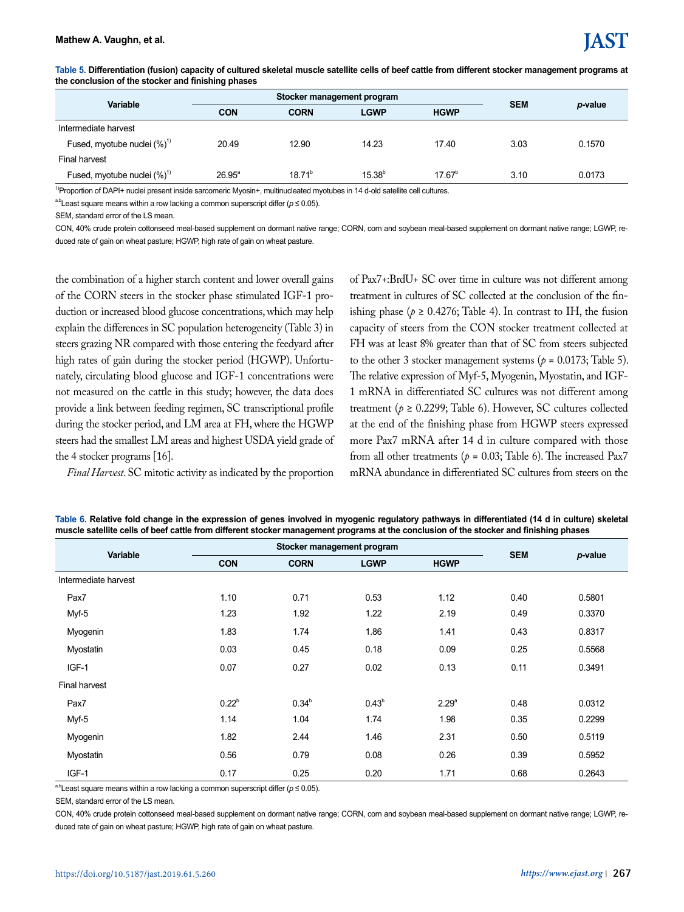**Table 5. Differentiation (fusion) capacity of cultured skeletal muscle satellite cells of beef cattle from different stocker management programs at the conclusion of the stocker and finishing phases**

| Variable | Stocker management program | | | | SEM | p-value |
|---|---|---|---|---|---|---|
| | CON | CORN | LGWP | HGWP | | |
| Intermediate harvest | | | | | | |
| Fused, myotube nuclei (%)[1)] | 20.49 | 12.90 | 14.23 | 17.40 | 3.03 | 0.1570 |
| Final harvest | | | | | | |
| Fused, myotube nuclei (%)[1)] | 26.95[a] | 18.71[b] | 15.38[b] | 17.67[b] | 3.10 | 0.0173 |

[1)]Proportion of DAPI+ nuclei present inside sarcomeric Myosin+, multinucleated myotubes in 14 d-old satellite cell cultures.

[a,b]Least square means within a row lacking a common superscript differ ($p \leq 0.05$).

SEM, standard error of the LS mean.

CON, 40% crude protein cottonseed meal-based supplement on dormant native range; CORN, corn and soybean meal-based supplement on dormant native range; LGWP, reduced rate of gain on wheat pasture; HGWP, high rate of gain on wheat pasture.

the combination of a higher starch content and lower overall gains of the CORN steers in the stocker phase stimulated IGF-1 production or increased blood glucose concentrations, which may help explain the differences in SC population heterogeneity (Table 3) in steers grazing NR compared with those entering the feedyard after high rates of gain during the stocker period (HGWP). Unfortunately, circulating blood glucose and IGF-1 concentrations were not measured on the cattle in this study; however, the data does provide a link between feeding regimen, SC transcriptional profile during the stocker period, and LM area at FH, where the HGWP steers had the smallest LM areas and highest USDA yield grade of the 4 stocker programs [16].

*Final Harvest*. SC mitotic activity as indicated by the proportion of Pax7+:BrdU+ SC over time in culture was not different among treatment in cultures of SC collected at the conclusion of the finishing phase ($p \geq 0.4276$; Table 4). In contrast to IH, the fusion capacity of steers from the CON stocker treatment collected at FH was at least 8% greater than that of SC from steers subjected to the other 3 stocker management systems ($p = 0.0173$; Table 5). The relative expression of Myf-5, Myogenin, Myostatin, and IGF-1 mRNA in differentiated SC cultures was not different among treatment ($p \geq 0.2299$; Table 6). However, SC cultures collected at the end of the finishing phase from HGWP steers expressed more Pax7 mRNA after 14 d in culture compared with those from all other treatments ($p = 0.03$; Table 6). The increased Pax7 mRNA abundance in differentiated SC cultures from steers on the

**Table 6. Relative fold change in the expression of genes involved in myogenic regulatory pathways in differentiated (14 d in culture) skeletal muscle satellite cells of beef cattle from different stocker management programs at the conclusion of the stocker and finishing phases**

| Variable | Stocker management program | | | | SEM | p-value |
|---|---|---|---|---|---|---|
| | CON | CORN | LGWP | HGWP | | |
| Intermediate harvest | | | | | | |
| Pax7 | 1.10 | 0.71 | 0.53 | 1.12 | 0.40 | 0.5801 |
| Myf-5 | 1.23 | 1.92 | 1.22 | 2.19 | 0.49 | 0.3370 |
| Myogenin | 1.83 | 1.74 | 1.86 | 1.41 | 0.43 | 0.8317 |
| Myostatin | 0.03 | 0.45 | 0.18 | 0.09 | 0.25 | 0.5568 |
| IGF-1 | 0.07 | 0.27 | 0.02 | 0.13 | 0.11 | 0.3491 |
| Final harvest | | | | | | |
| Pax7 | 0.22[b] | 0.34[b] | 0.43[b] | 2.29[a] | 0.48 | 0.0312 |
| Myf-5 | 1.14 | 1.04 | 1.74 | 1.98 | 0.35 | 0.2299 |
| Myogenin | 1.82 | 2.44 | 1.46 | 2.31 | 0.50 | 0.5119 |
| Myostatin | 0.56 | 0.79 | 0.08 | 0.26 | 0.39 | 0.5952 |
| IGF-1 | 0.17 | 0.25 | 0.20 | 1.71 | 0.68 | 0.2643 |

[a,b]Least square means within a row lacking a common superscript differ ($p \leq 0.05$).

SEM, standard error of the LS mean.

CON, 40% crude protein cottonseed meal-based supplement on dormant native range; CORN, corn and soybean meal-based supplement on dormant native range; LGWP, reduced rate of gain on wheat pasture; HGWP, high rate of gain on wheat pasture.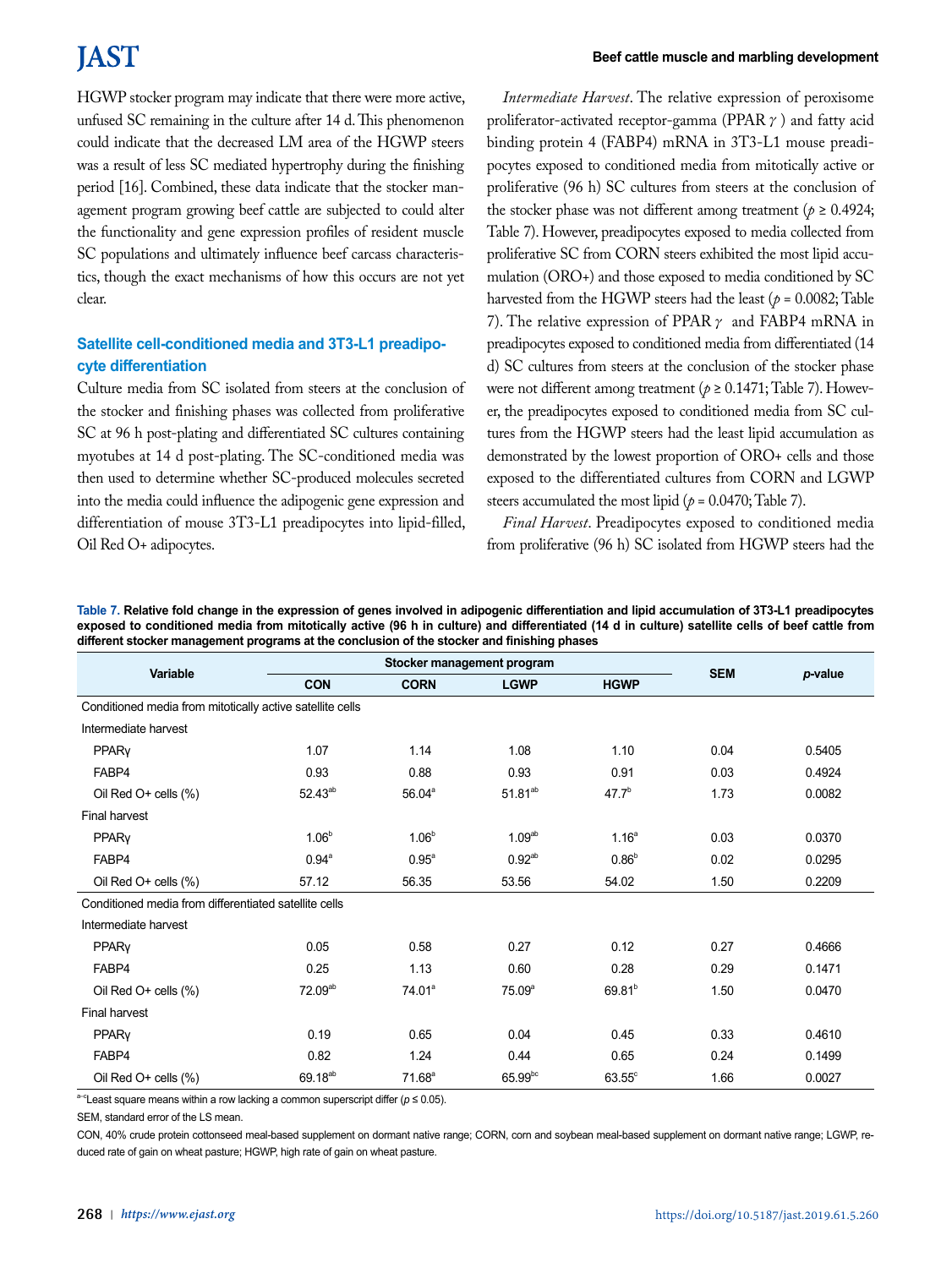HGWP stocker program may indicate that there were more active, unfused SC remaining in the culture after 14 d. This phenomenon could indicate that the decreased LM area of the HGWP steers was a result of less SC mediated hypertrophy during the finishing period [16]. Combined, these data indicate that the stocker management program growing beef cattle are subjected to could alter the functionality and gene expression profiles of resident muscle SC populations and ultimately influence beef carcass characteristics, though the exact mechanisms of how this occurs are not yet clear.

### Satellite cell-conditioned media and 3T3-L1 preadipocyte differentiation

Culture media from SC isolated from steers at the conclusion of the stocker and finishing phases was collected from proliferative SC at 96 h post-plating and differentiated SC cultures containing myotubes at 14 d post-plating. The SC-conditioned media was then used to determine whether SC-produced molecules secreted into the media could influence the adipogenic gene expression and differentiation of mouse 3T3-L1 preadipocytes into lipid-filled, Oil Red O+ adipocytes.

*Intermediate Harvest*. The relative expression of peroxisome proliferator-activated receptor-gamma (PPAR$\gamma$) and fatty acid binding protein 4 (FABP4) mRNA in 3T3-L1 mouse preadipocytes exposed to conditioned media from mitotically active or proliferative (96 h) SC cultures from steers at the conclusion of the stocker phase was not different among treatment ($p \geq 0.4924$; Table 7). However, preadipocytes exposed to media collected from proliferative SC from CORN steers exhibited the most lipid accumulation (ORO+) and those exposed to media conditioned by SC harvested from the HGWP steers had the least ($p = 0.0082$; Table 7). The relative expression of PPAR$\gamma$ and FABP4 mRNA in preadipocytes exposed to conditioned media from differentiated (14 d) SC cultures from steers at the conclusion of the stocker phase were not different among treatment ($p \geq 0.1471$; Table 7). However, the preadipocytes exposed to conditioned media from SC cultures from the HGWP steers had the least lipid accumulation as demonstrated by the lowest proportion of ORO+ cells and those exposed to the differentiated cultures from CORN and LGWP steers accumulated the most lipid ($p = 0.0470$; Table 7).

*Final Harvest*. Preadipocytes exposed to conditioned media from proliferative (96 h) SC isolated from HGWP steers had the

**Table 7. Relative fold change in the expression of genes involved in adipogenic differentiation and lipid accumulation of 3T3-L1 preadipocytes exposed to conditioned media from mitotically active (96 h in culture) and differentiated (14 d in culture) satellite cells of beef cattle from different stocker management programs at the conclusion of the stocker and finishing phases**

| Variable | Stocker management program | | | | SEM | p-value |
|---|---|---|---|---|---|---|
| | CON | CORN | LGWP | HGWP | | |
| Conditioned media from mitotically active satellite cells | | | | | | |
| Intermediate harvest | | | | | | |
| PPARγ | 1.07 | 1.14 | 1.08 | 1.10 | 0.04 | 0.5405 |
| FABP4 | 0.93 | 0.88 | 0.93 | 0.91 | 0.03 | 0.4924 |
| Oil Red O+ cells (%) | 52.43[ab] | 56.04[a] | 51.81[ab] | 47.7[b] | 1.73 | 0.0082 |
| Final harvest | | | | | | |
| PPARγ | 1.06[b] | 1.06[b] | 1.09[ab] | 1.16[a] | 0.03 | 0.0370 |
| FABP4 | 0.94[a] | 0.95[a] | 0.92[ab] | 0.86[b] | 0.02 | 0.0295 |
| Oil Red O+ cells (%) | 57.12 | 56.35 | 53.56 | 54.02 | 1.50 | 0.2209 |
| Conditioned media from differentiated satellite cells | | | | | | |
| Intermediate harvest | | | | | | |
| PPARγ | 0.05 | 0.58 | 0.27 | 0.12 | 0.27 | 0.4666 |
| FABP4 | 0.25 | 1.13 | 0.60 | 0.28 | 0.29 | 0.1471 |
| Oil Red O+ cells (%) | 72.09[ab] | 74.01[a] | 75.09[a] | 69.81[b] | 1.50 | 0.0470 |
| Final harvest | | | | | | |
| PPARγ | 0.19 | 0.65 | 0.04 | 0.45 | 0.33 | 0.4610 |
| FABP4 | 0.82 | 1.24 | 0.44 | 0.65 | 0.24 | 0.1499 |
| Oil Red O+ cells (%) | 69.18[ab] | 71.68[a] | 65.99[bc] | 63.55[c] | 1.66 | 0.0027 |

[a–c]Least square means within a row lacking a common superscript differ ($p \leq 0.05$).

SEM, standard error of the LS mean.

CON, 40% crude protein cottonseed meal-based supplement on dormant native range; CORN, corn and soybean meal-based supplement on dormant native range; LGWP, reduced rate of gain on wheat pasture; HGWP, high rate of gain on wheat pasture.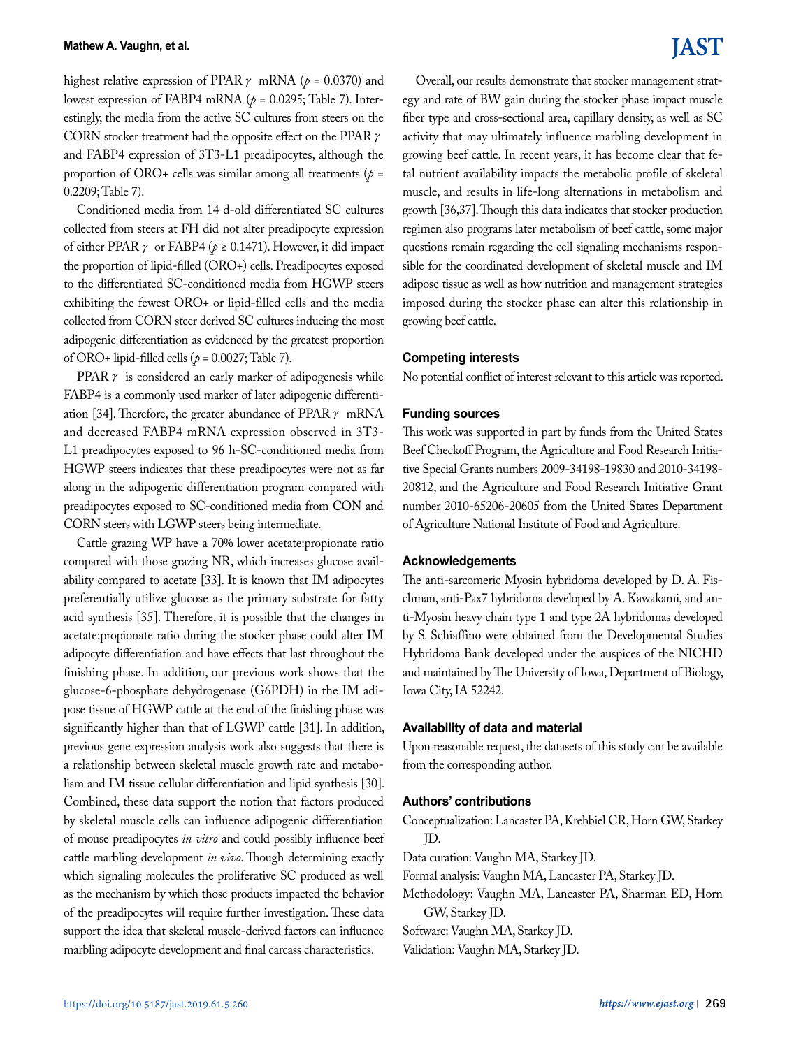highest relative expression of PPAR$\gamma$ mRNA ($p$ = 0.0370) and lowest expression of FABP4 mRNA ($p$ = 0.0295; Table 7). Interestingly, the media from the active SC cultures from steers on the CORN stocker treatment had the opposite effect on the PPAR$\gamma$ and FABP4 expression of 3T3-L1 preadipocytes, although the proportion of ORO+ cells was similar among all treatments ($p$ = 0.2209; Table 7).

Conditioned media from 14 d-old differentiated SC cultures collected from steers at FH did not alter preadipocyte expression of either PPAR$\gamma$ or FABP4 ($p \geq 0.1471$). However, it did impact the proportion of lipid-filled (ORO+) cells. Preadipocytes exposed to the differentiated SC-conditioned media from HGWP steers exhibiting the fewest ORO+ or lipid-filled cells and the media collected from CORN steer derived SC cultures inducing the most adipogenic differentiation as evidenced by the greatest proportion of ORO+ lipid-filled cells ($p$ = 0.0027; Table 7).

PPAR$\gamma$ is considered an early marker of adipogenesis while FABP4 is a commonly used marker of later adipogenic differentiation [34]. Therefore, the greater abundance of PPAR$\gamma$ mRNA and decreased FABP4 mRNA expression observed in 3T3-L1 preadipocytes exposed to 96 h-SC-conditioned media from HGWP steers indicates that these preadipocytes were not as far along in the adipogenic differentiation program compared with preadipocytes exposed to SC-conditioned media from CON and CORN steers with LGWP steers being intermediate.

Cattle grazing WP have a 70% lower acetate:propionate ratio compared with those grazing NR, which increases glucose availability compared to acetate [33]. It is known that IM adipocytes preferentially utilize glucose as the primary substrate for fatty acid synthesis [35]. Therefore, it is possible that the changes in acetate:propionate ratio during the stocker phase could alter IM adipocyte differentiation and have effects that last throughout the finishing phase. In addition, our previous work shows that the glucose-6-phosphate dehydrogenase (G6PDH) in the IM adipose tissue of HGWP cattle at the end of the finishing phase was significantly higher than that of LGWP cattle [31]. In addition, previous gene expression analysis work also suggests that there is a relationship between skeletal muscle growth rate and metabolism and IM tissue cellular differentiation and lipid synthesis [30]. Combined, these data support the notion that factors produced by skeletal muscle cells can influence adipogenic differentiation of mouse preadipocytes *in vitro* and could possibly influence beef cattle marbling development *in vivo*. Though determining exactly which signaling molecules the proliferative SC produced as well as the mechanism by which those products impacted the behavior of the preadipocytes will require further investigation. These data support the idea that skeletal muscle-derived factors can influence marbling adipocyte development and final carcass characteristics.

Overall, our results demonstrate that stocker management strategy and rate of BW gain during the stocker phase impact muscle fiber type and cross-sectional area, capillary density, as well as SC activity that may ultimately influence marbling development in growing beef cattle. In recent years, it has become clear that fetal nutrient availability impacts the metabolic profile of skeletal muscle, and results in life-long alternations in metabolism and growth [36,37]. Though this data indicates that stocker production regimen also programs later metabolism of beef cattle, some major questions remain regarding the cell signaling mechanisms responsible for the coordinated development of skeletal muscle and IM adipose tissue as well as how nutrition and management strategies imposed during the stocker phase can alter this relationship in growing beef cattle.

## Competing interests

No potential conflict of interest relevant to this article was reported.

## Funding sources

This work was supported in part by funds from the United States Beef Checkoff Program, the Agriculture and Food Research Initiative Special Grants numbers 2009-34198-19830 and 2010-34198-20812, and the Agriculture and Food Research Initiative Grant number 2010-65206-20605 from the United States Department of Agriculture National Institute of Food and Agriculture.

## Acknowledgements

The anti-sarcomeric Myosin hybridoma developed by D. A. Fischman, anti-Pax7 hybridoma developed by A. Kawakami, and anti-Myosin heavy chain type 1 and type 2A hybridomas developed by S. Schiaffino were obtained from the Developmental Studies Hybridoma Bank developed under the auspices of the NICHD and maintained by The University of Iowa, Department of Biology, Iowa City, IA 52242.

## Availability of data and material

Upon reasonable request, the datasets of this study can be available from the corresponding author.

## Authors' contributions

Conceptualization: Lancaster PA, Krehbiel CR, Horn GW, Starkey JD.
Data curation: Vaughn MA, Starkey JD.
Formal analysis: Vaughn MA, Lancaster PA, Starkey JD.
Methodology: Vaughn MA, Lancaster PA, Sharman ED, Horn GW, Starkey JD.
Software: Vaughn MA, Starkey JD.
Validation: Vaughn MA, Starkey JD.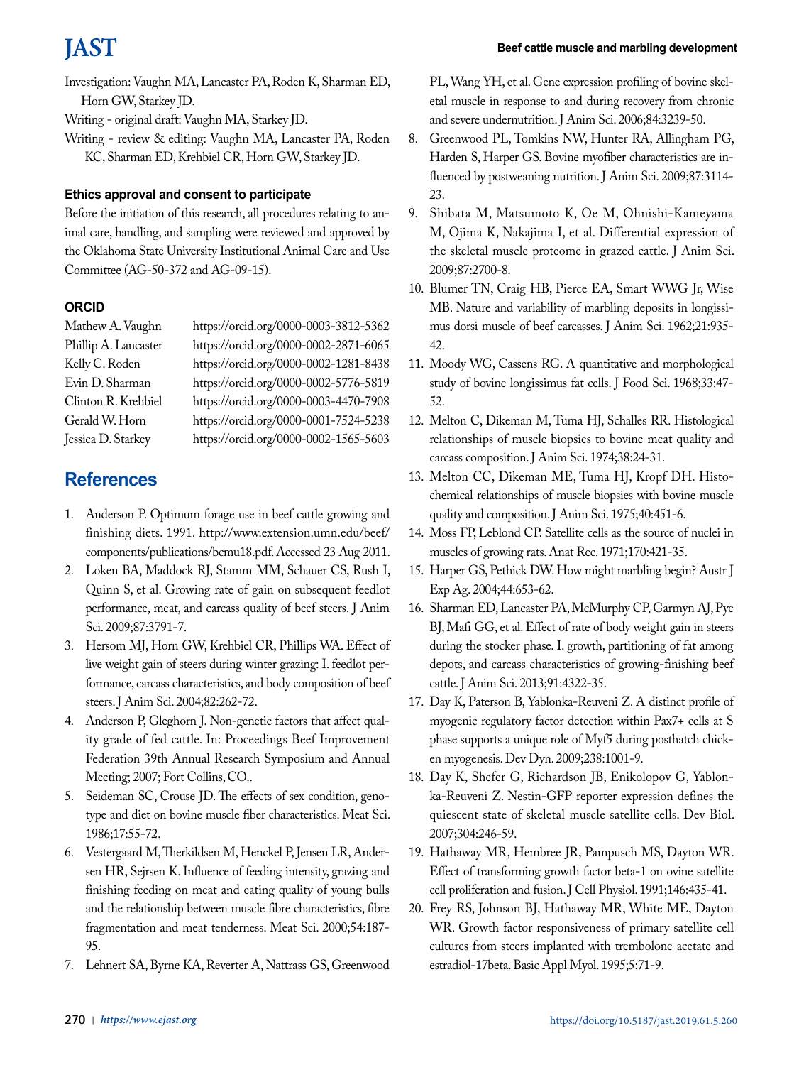Investigation: Vaughn MA, Lancaster PA, Roden K, Sharman ED, Horn GW, Starkey JD.

Writing - original draft: Vaughn MA, Starkey JD.

Writing - review & editing: Vaughn MA, Lancaster PA, Roden KC, Sharman ED, Krehbiel CR, Horn GW, Starkey JD.

### Ethics approval and consent to participate

Before the initiation of this research, all procedures relating to animal care, handling, and sampling were reviewed and approved by the Oklahoma State University Institutional Animal Care and Use Committee (AG-50-372 and AG-09-15).

### ORCID

| | |
|---|---|
| Mathew A. Vaughn | https://orcid.org/0000-0003-3812-5362 |
| Phillip A. Lancaster | https://orcid.org/0000-0002-2871-6065 |
| Kelly C. Roden | https://orcid.org/0000-0002-1281-8438 |
| Evin D. Sharman | https://orcid.org/0000-0002-5776-5819 |
| Clinton R. Krehbiel | https://orcid.org/0000-0003-4470-7908 |
| Gerald W. Horn | https://orcid.org/0000-0001-7524-5238 |
| Jessica D. Starkey | https://orcid.org/0000-0002-1565-5603 |

## References

1. Anderson P. Optimum forage use in beef cattle growing and finishing diets. 1991. http://www.extension.umn.edu/beef/components/publications/bcmu18.pdf. Accessed 23 Aug 2011.
2. Loken BA, Maddock RJ, Stamm MM, Schauer CS, Rush I, Quinn S, et al. Growing rate of gain on subsequent feedlot performance, meat, and carcass quality of beef steers. J Anim Sci. 2009;87:3791-7.
3. Hersom MJ, Horn GW, Krehbiel CR, Phillips WA. Effect of live weight gain of steers during winter grazing: I. feedlot performance, carcass characteristics, and body composition of beef steers. J Anim Sci. 2004;82:262-72.
4. Anderson P, Gleghorn J. Non-genetic factors that affect quality grade of fed cattle. In: Proceedings Beef Improvement Federation 39th Annual Research Symposium and Annual Meeting; 2007; Fort Collins, CO..
5. Seideman SC, Crouse JD. The effects of sex condition, genotype and diet on bovine muscle fiber characteristics. Meat Sci. 1986;17:55-72.
6. Vestergaard M, Therkildsen M, Henckel P, Jensen LR, Andersen HR, Sejrsen K. Influence of feeding intensity, grazing and finishing feeding on meat and eating quality of young bulls and the relationship between muscle fibre characteristics, fibre fragmentation and meat tenderness. Meat Sci. 2000;54:187-95.
7. Lehnert SA, Byrne KA, Reverter A, Nattrass GS, Greenwood PL, Wang YH, et al. Gene expression profiling of bovine skeletal muscle in response to and during recovery from chronic and severe undernutrition. J Anim Sci. 2006;84:3239-50.
8. Greenwood PL, Tomkins NW, Hunter RA, Allingham PG, Harden S, Harper GS. Bovine myofiber characteristics are influenced by postweaning nutrition. J Anim Sci. 2009;87:3114-23.
9. Shibata M, Matsumoto K, Oe M, Ohnishi-Kameyama M, Ojima K, Nakajima I, et al. Differential expression of the skeletal muscle proteome in grazed cattle. J Anim Sci. 2009;87:2700-8.
10. Blumer TN, Craig HB, Pierce EA, Smart WWG Jr, Wise MB. Nature and variability of marbling deposits in longissimus dorsi muscle of beef carcasses. J Anim Sci. 1962;21:935-42.
11. Moody WG, Cassens RG. A quantitative and morphological study of bovine longissimus fat cells. J Food Sci. 1968;33:47-52.
12. Melton C, Dikeman M, Tuma HJ, Schalles RR. Histological relationships of muscle biopsies to bovine meat quality and carcass composition. J Anim Sci. 1974;38:24-31.
13. Melton CC, Dikeman ME, Tuma HJ, Kropf DH. Histochemical relationships of muscle biopsies with bovine muscle quality and composition. J Anim Sci. 1975;40:451-6.
14. Moss FP, Leblond CP. Satellite cells as the source of nuclei in muscles of growing rats. Anat Rec. 1971;170:421-35.
15. Harper GS, Pethick DW. How might marbling begin? Austr J Exp Ag. 2004;44:653-62.
16. Sharman ED, Lancaster PA, McMurphy CP, Garmyn AJ, Pye BJ, Mafi GG, et al. Effect of rate of body weight gain in steers during the stocker phase. I. growth, partitioning of fat among depots, and carcass characteristics of growing-finishing beef cattle. J Anim Sci. 2013;91:4322-35.
17. Day K, Paterson B, Yablonka-Reuveni Z. A distinct profile of myogenic regulatory factor detection within Pax7+ cells at S phase supports a unique role of Myf5 during posthatch chicken myogenesis. Dev Dyn. 2009;238:1001-9.
18. Day K, Shefer G, Richardson JB, Enikolopov G, Yablonka-Reuveni Z. Nestin-GFP reporter expression defines the quiescent state of skeletal muscle satellite cells. Dev Biol. 2007;304:246-59.
19. Hathaway MR, Hembree JR, Pampusch MS, Dayton WR. Effect of transforming growth factor beta-1 on ovine satellite cell proliferation and fusion. J Cell Physiol. 1991;146:435-41.
20. Frey RS, Johnson BJ, Hathaway MR, White ME, Dayton WR. Growth factor responsiveness of primary satellite cell cultures from steers implanted with trembolone acetate and estradiol-17beta. Basic Appl Myol. 1995;5:71-9.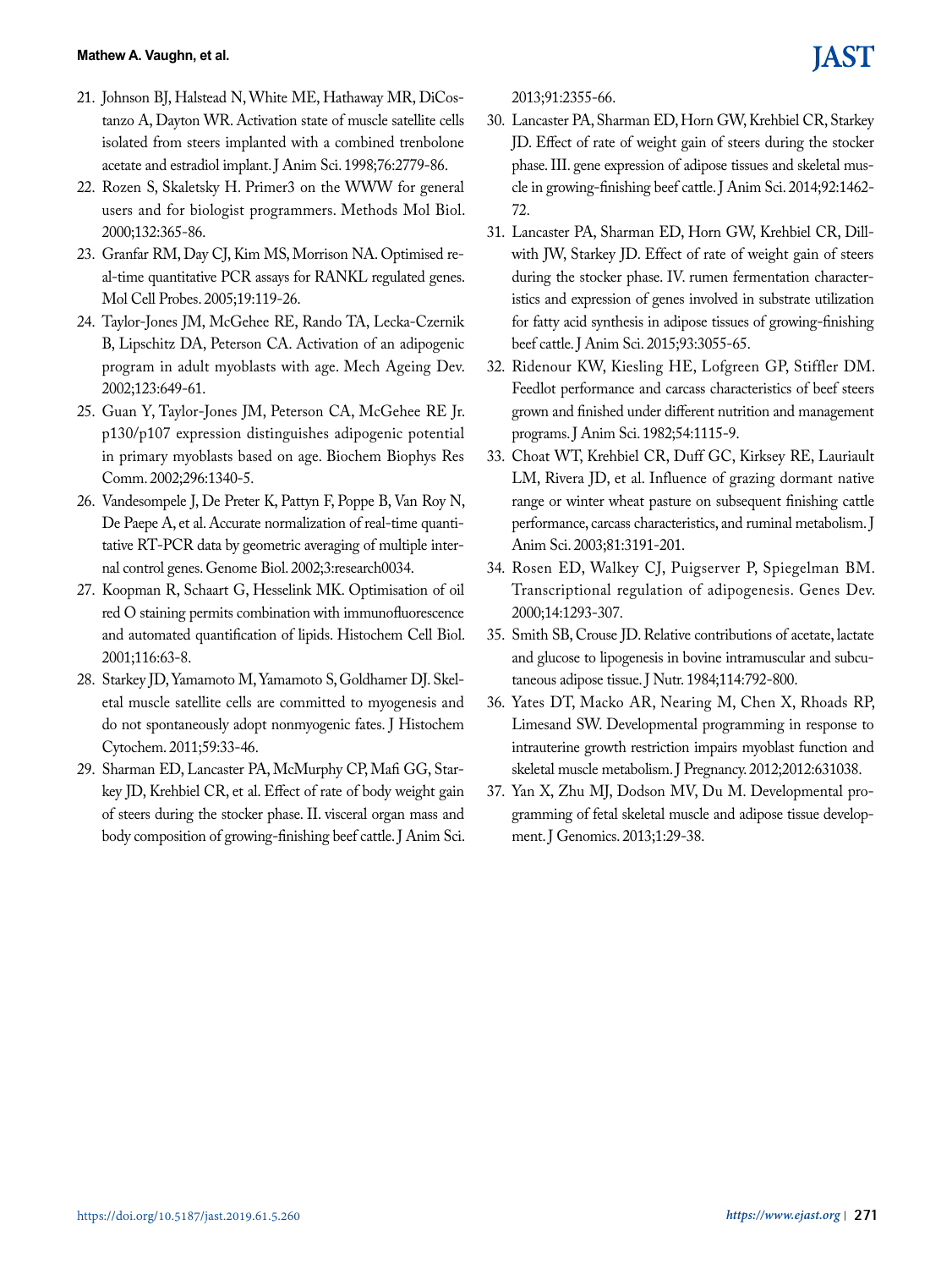21. Johnson BJ, Halstead N, White ME, Hathaway MR, DiCostanzo A, Dayton WR. Activation state of muscle satellite cells isolated from steers implanted with a combined trenbolone acetate and estradiol implant. J Anim Sci. 1998;76:2779-86.
22. Rozen S, Skaletsky H. Primer3 on the WWW for general users and for biologist programmers. Methods Mol Biol. 2000;132:365-86.
23. Granfar RM, Day CJ, Kim MS, Morrison NA. Optimised real-time quantitative PCR assays for RANKL regulated genes. Mol Cell Probes. 2005;19:119-26.
24. Taylor-Jones JM, McGehee RE, Rando TA, Lecka-Czernik B, Lipschitz DA, Peterson CA. Activation of an adipogenic program in adult myoblasts with age. Mech Ageing Dev. 2002;123:649-61.
25. Guan Y, Taylor-Jones JM, Peterson CA, McGehee RE Jr. p130/p107 expression distinguishes adipogenic potential in primary myoblasts based on age. Biochem Biophys Res Comm. 2002;296:1340-5.
26. Vandesompele J, De Preter K, Pattyn F, Poppe B, Van Roy N, De Paepe A, et al. Accurate normalization of real-time quantitative RT-PCR data by geometric averaging of multiple internal control genes. Genome Biol. 2002;3:research0034.
27. Koopman R, Schaart G, Hesselink MK. Optimisation of oil red O staining permits combination with immunofluorescence and automated quantification of lipids. Histochem Cell Biol. 2001;116:63-8.
28. Starkey JD, Yamamoto M, Yamamoto S, Goldhamer DJ. Skeletal muscle satellite cells are committed to myogenesis and do not spontaneously adopt nonmyogenic fates. J Histochem Cytochem. 2011;59:33-46.
29. Sharman ED, Lancaster PA, McMurphy CP, Mafi GG, Starkey JD, Krehbiel CR, et al. Effect of rate of body weight gain of steers during the stocker phase. II. visceral organ mass and body composition of growing-finishing beef cattle. J Anim Sci. 2013;91:2355-66.
30. Lancaster PA, Sharman ED, Horn GW, Krehbiel CR, Starkey JD. Effect of rate of weight gain of steers during the stocker phase. III. gene expression of adipose tissues and skeletal muscle in growing-finishing beef cattle. J Anim Sci. 2014;92:1462-72.
31. Lancaster PA, Sharman ED, Horn GW, Krehbiel CR, Dillwith JW, Starkey JD. Effect of rate of weight gain of steers during the stocker phase. IV. rumen fermentation characteristics and expression of genes involved in substrate utilization for fatty acid synthesis in adipose tissues of growing-finishing beef cattle. J Anim Sci. 2015;93:3055-65.
32. Ridenour KW, Kiesling HE, Lofgreen GP, Stiffler DM. Feedlot performance and carcass characteristics of beef steers grown and finished under different nutrition and management programs. J Anim Sci. 1982;54:1115-9.
33. Choat WT, Krehbiel CR, Duff GC, Kirksey RE, Lauriault LM, Rivera JD, et al. Influence of grazing dormant native range or winter wheat pasture on subsequent finishing cattle performance, carcass characteristics, and ruminal metabolism. J Anim Sci. 2003;81:3191-201.
34. Rosen ED, Walkey CJ, Puigserver P, Spiegelman BM. Transcriptional regulation of adipogenesis. Genes Dev. 2000;14:1293-307.
35. Smith SB, Crouse JD. Relative contributions of acetate, lactate and glucose to lipogenesis in bovine intramuscular and subcutaneous adipose tissue. J Nutr. 1984;114:792-800.
36. Yates DT, Macko AR, Nearing M, Chen X, Rhoads RP, Limesand SW. Developmental programming in response to intrauterine growth restriction impairs myoblast function and skeletal muscle metabolism. J Pregnancy. 2012;2012:631038.
37. Yan X, Zhu MJ, Dodson MV, Du M. Developmental programming of fetal skeletal muscle and adipose tissue development. J Genomics. 2013;1:29-38.